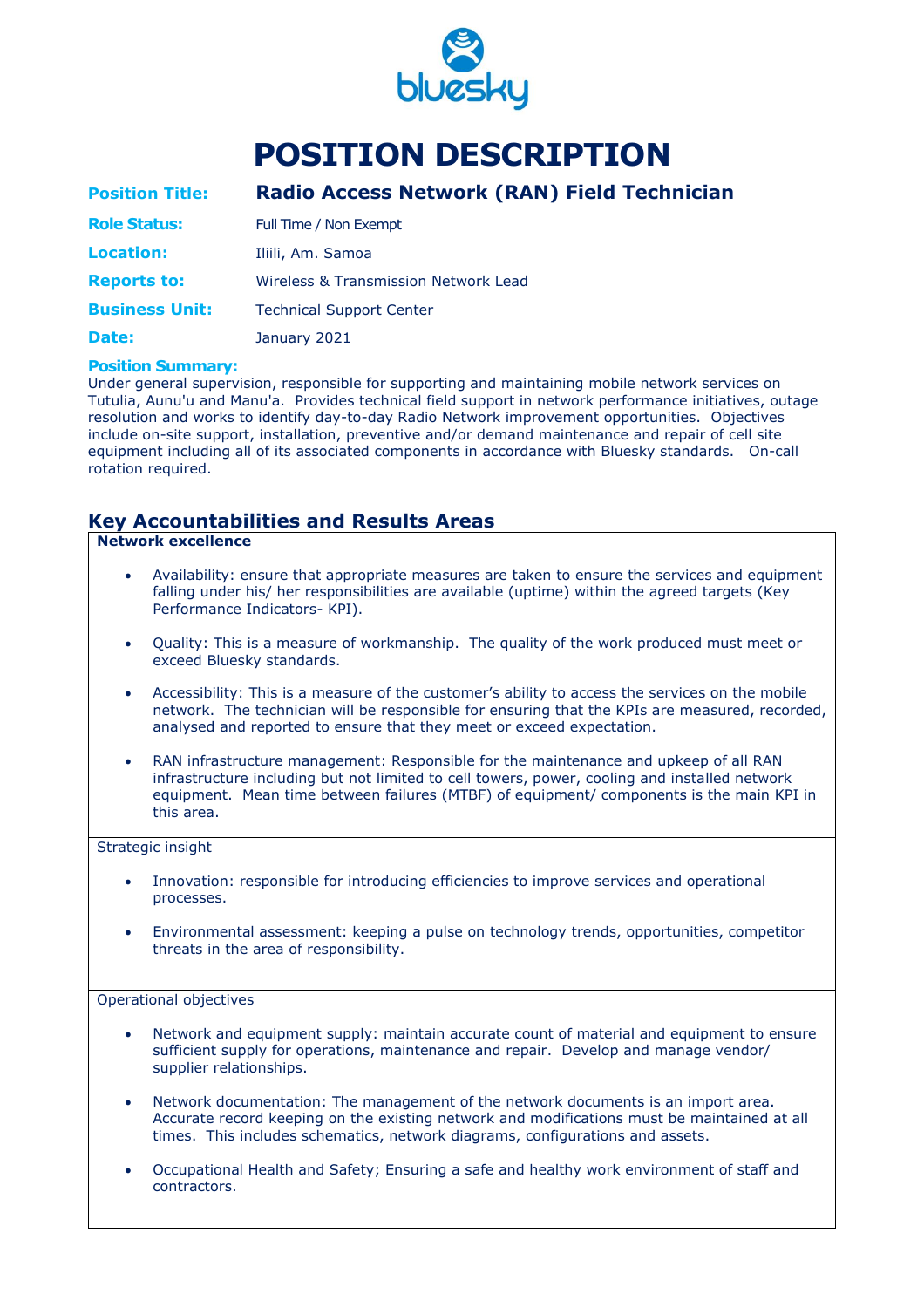bluesky

# POSITION DESCRIPTION

**Position Title:** **Radio Access Network (RAN) Field Technician**

**Role Status:** Full Time / Non Exempt

**Location:** Iliili, Am. Samoa

**Reports to:** Wireless & Transmission Network Lead

**Business Unit:** Technical Support Center

**Date:** January 2021

**Position Summary:**

Under general supervision, responsible for supporting and maintaining mobile network services on Tutulia, Aunu'u and Manu'a. Provides technical field support in network performance initiatives, outage resolution and works to identify day-to-day Radio Network improvement opportunities. Objectives include on-site support, installation, preventive and/or demand maintenance and repair of cell site equipment including all of its associated components in accordance with Bluesky standards. On-call rotation required.

## Key Accountabilities and Results Areas

**Network excellence**

- Availability: ensure that appropriate measures are taken to ensure the services and equipment falling under his/ her responsibilities are available (uptime) within the agreed targets (Key Performance Indicators- KPI).
- Quality: This is a measure of workmanship. The quality of the work produced must meet or exceed Bluesky standards.
- Accessibility: This is a measure of the customer's ability to access the services on the mobile network. The technician will be responsible for ensuring that the KPIs are measured, recorded, analysed and reported to ensure that they meet or exceed expectation.
- RAN infrastructure management: Responsible for the maintenance and upkeep of all RAN infrastructure including but not limited to cell towers, power, cooling and installed network equipment. Mean time between failures (MTBF) of equipment/ components is the main KPI in this area.

Strategic insight

- Innovation: responsible for introducing efficiencies to improve services and operational processes.
- Environmental assessment: keeping a pulse on technology trends, opportunities, competitor threats in the area of responsibility.

Operational objectives

- Network and equipment supply: maintain accurate count of material and equipment to ensure sufficient supply for operations, maintenance and repair. Develop and manage vendor/ supplier relationships.
- Network documentation: The management of the network documents is an import area. Accurate record keeping on the existing network and modifications must be maintained at all times. This includes schematics, network diagrams, configurations and assets.
- Occupational Health and Safety; Ensuring a safe and healthy work environment of staff and contractors.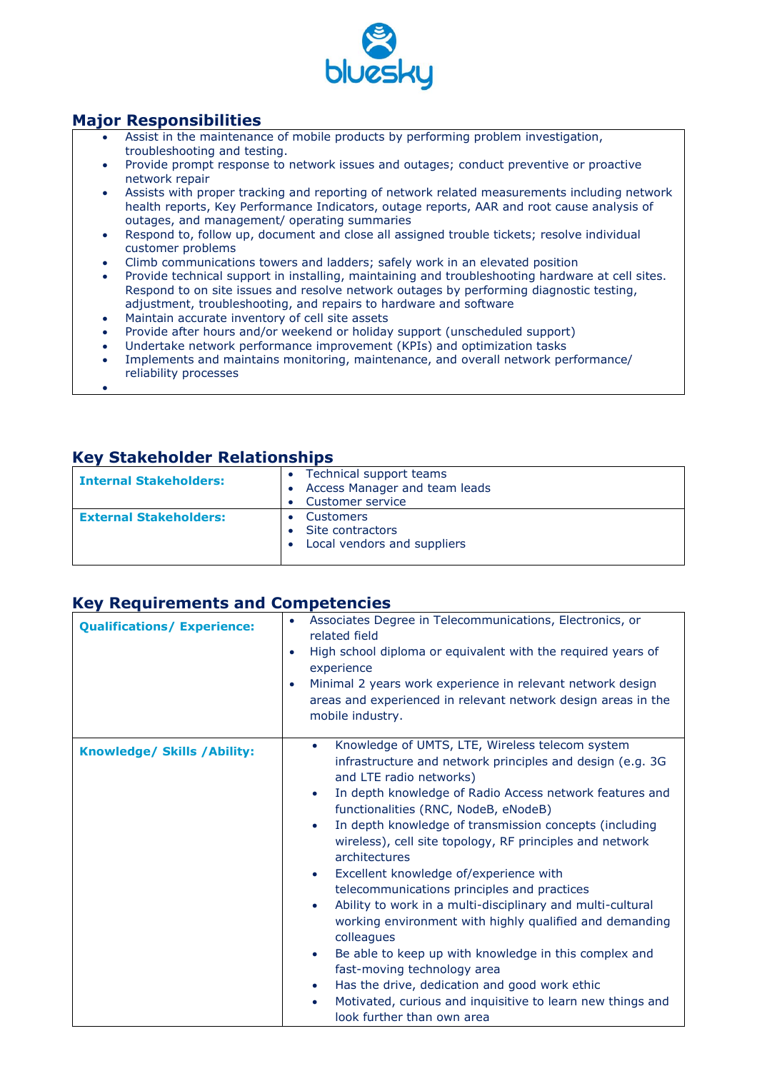## Major Responsibilities

- Assist in the maintenance of mobile products by performing problem investigation, troubleshooting and testing.
- Provide prompt response to network issues and outages; conduct preventive or proactive network repair
- Assists with proper tracking and reporting of network related measurements including network health reports, Key Performance Indicators, outage reports, AAR and root cause analysis of outages, and management/ operating summaries
- Respond to, follow up, document and close all assigned trouble tickets; resolve individual customer problems
- Climb communications towers and ladders; safely work in an elevated position
- Provide technical support in installing, maintaining and troubleshooting hardware at cell sites. Respond to on site issues and resolve network outages by performing diagnostic testing, adjustment, troubleshooting, and repairs to hardware and software
- Maintain accurate inventory of cell site assets
- Provide after hours and/or weekend or holiday support (unscheduled support)
- Undertake network performance improvement (KPIs) and optimization tasks
- Implements and maintains monitoring, maintenance, and overall network performance/ reliability processes

## Key Stakeholder Relationships

| | |
|---|---|
| **Internal Stakeholders:** | • Technical support teams<br>• Access Manager and team leads<br>• Customer service |
| **External Stakeholders:** | • Customers<br>• Site contractors<br>• Local vendors and suppliers |

## Key Requirements and Competencies

| | |
|---|---|
| **Qualifications/ Experience:** | • Associates Degree in Telecommunications, Electronics, or related field<br>• High school diploma or equivalent with the required years of experience<br>• Minimal 2 years work experience in relevant network design areas and experienced in relevant network design areas in the mobile industry. |
| **Knowledge/ Skills /Ability:** | • Knowledge of UMTS, LTE, Wireless telecom system infrastructure and network principles and design (e.g. 3G and LTE radio networks)<br>• In depth knowledge of Radio Access network features and functionalities (RNC, NodeB, eNodeB)<br>• In depth knowledge of transmission concepts (including wireless), cell site topology, RF principles and network architectures<br>• Excellent knowledge of/experience with telecommunications principles and practices<br>• Ability to work in a multi-disciplinary and multi-cultural working environment with highly qualified and demanding colleagues<br>• Be able to keep up with knowledge in this complex and fast-moving technology area<br>• Has the drive, dedication and good work ethic<br>• Motivated, curious and inquisitive to learn new things and look further than own area |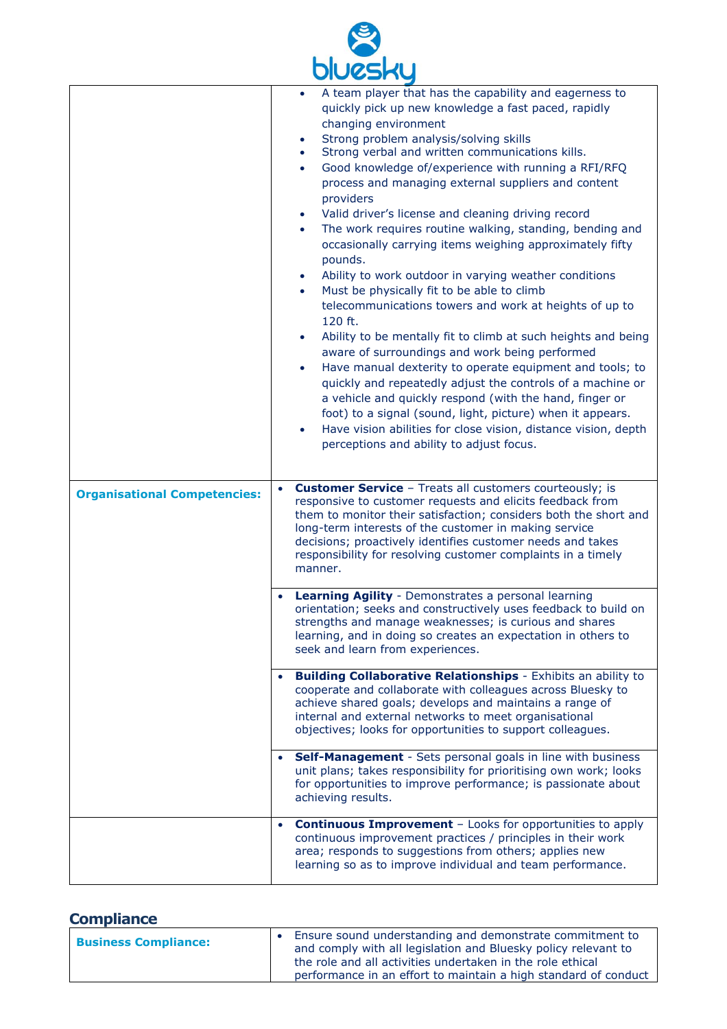| | |
|---|---|
| | • A team player that has the capability and eagerness to quickly pick up new knowledge a fast paced, rapidly changing environment<br>• Strong problem analysis/solving skills<br>• Strong verbal and written communications kills.<br>• Good knowledge of/experience with running a RFI/RFQ process and managing external suppliers and content providers<br>• Valid driver's license and cleaning driving record<br>• The work requires routine walking, standing, bending and occasionally carrying items weighing approximately fifty pounds.<br>• Ability to work outdoor in varying weather conditions<br>• Must be physically fit to be able to climb telecommunications towers and work at heights of up to 120 ft.<br>• Ability to be mentally fit to climb at such heights and being aware of surroundings and work being performed<br>• Have manual dexterity to operate equipment and tools; to quickly and repeatedly adjust the controls of a machine or a vehicle and quickly respond (with the hand, finger or foot) to a signal (sound, light, picture) when it appears.<br>• Have vision abilities for close vision, distance vision, depth perceptions and ability to adjust focus. |
| **Organisational Competencies:** | • **Customer Service** – Treats all customers courteously; is responsive to customer requests and elicits feedback from them to monitor their satisfaction; considers both the short and long-term interests of the customer in making service decisions; proactively identifies customer needs and takes responsibility for resolving customer complaints in a timely manner. |
| | • **Learning Agility** - Demonstrates a personal learning orientation; seeks and constructively uses feedback to build on strengths and manage weaknesses; is curious and shares learning, and in doing so creates an expectation in others to seek and learn from experiences. |
| | • **Building Collaborative Relationships** - Exhibits an ability to cooperate and collaborate with colleagues across Bluesky to achieve shared goals; develops and maintains a range of internal and external networks to meet organisational objectives; looks for opportunities to support colleagues. |
| | • **Self-Management** - Sets personal goals in line with business unit plans; takes responsibility for prioritising own work; looks for opportunities to improve performance; is passionate about achieving results. |
| | • **Continuous Improvement** – Looks for opportunities to apply continuous improvement practices / principles in their work area; responds to suggestions from others; applies new learning so as to improve individual and team performance. |

## Compliance

| | |
|---|---|
| **Business Compliance:** | • Ensure sound understanding and demonstrate commitment to and comply with all legislation and Bluesky policy relevant to the role and all activities undertaken in the role ethical performance in an effort to maintain a high standard of conduct |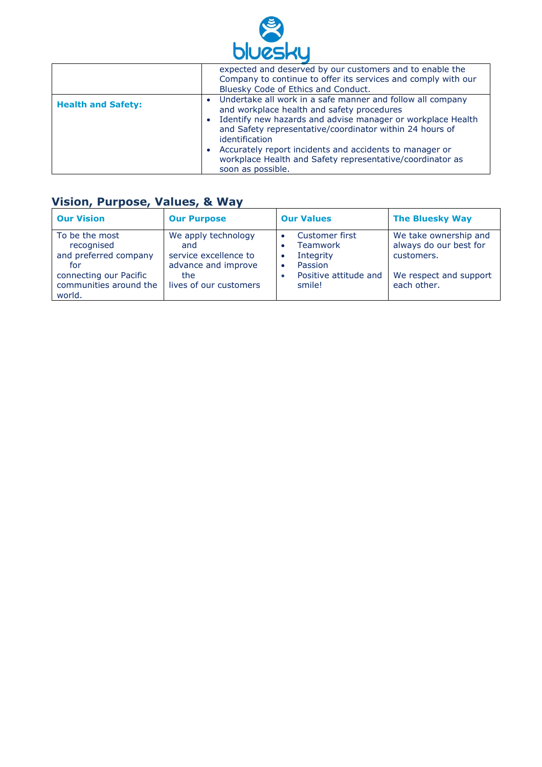| | |
|---|---|
| | expected and deserved by our customers and to enable the Company to continue to offer its services and comply with our Bluesky Code of Ethics and Conduct. |
| **Health and Safety:** | • Undertake all work in a safe manner and follow all company and workplace health and safety procedures<br>• Identify new hazards and advise manager or workplace Health and Safety representative/coordinator within 24 hours of identification<br>• Accurately report incidents and accidents to manager or workplace Health and Safety representative/coordinator as soon as possible. |

## Vision, Purpose, Values, & Way

| Our Vision | Our Purpose | Our Values | The Bluesky Way |
|---|---|---|---|
| To be the most recognised and preferred company for connecting our Pacific communities around the world. | We apply technology and service excellence to advance and improve the lives of our customers | • Customer first<br>• Teamwork<br>• Integrity<br>• Passion<br>• Positive attitude and smile! | We take ownership and always do our best for customers.<br><br>We respect and support each other. |